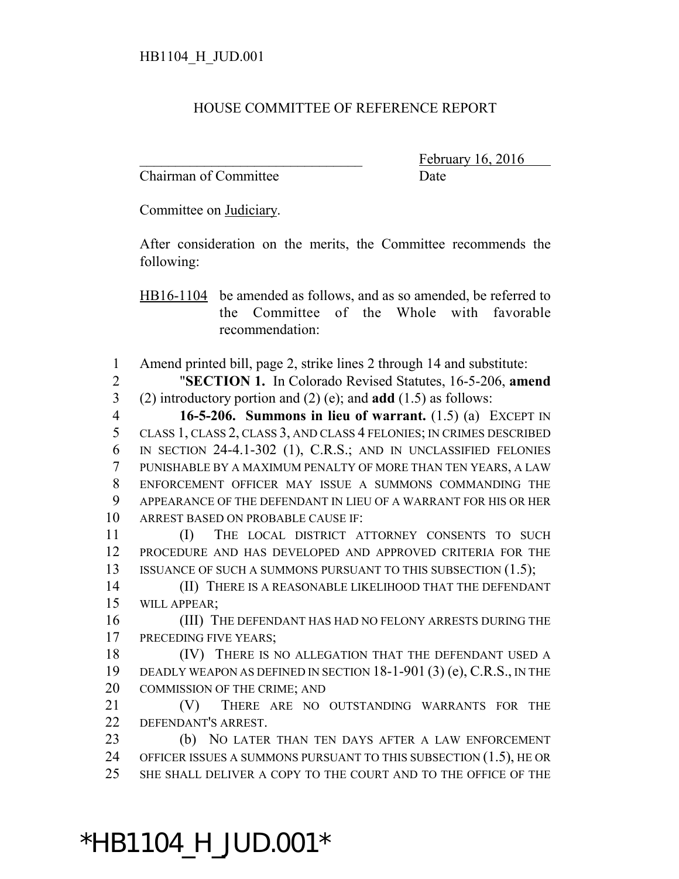HB1104_H_JUD.001

HOUSE COMMITTEE OF REFERENCE REPORT

_______________________________ February 16, 2016
Chairman of Committee Date

Committee on Judiciary.

After consideration on the merits, the Committee recommends the following:

HB16-1104 be amended as follows, and as so amended, be referred to the Committee of the Whole with favorable recommendation:

1 Amend printed bill, page 2, strike lines 2 through 14 and substitute:
2 "**SECTION 1.** In Colorado Revised Statutes, 16-5-206, **amend**
3 (2) introductory portion and (2) (e); and **add** (1.5) as follows:
4 **16-5-206. Summons in lieu of warrant.** (1.5) (a) EXCEPT IN
5 CLASS 1, CLASS 2, CLASS 3, AND CLASS 4 FELONIES; IN CRIMES DESCRIBED
6 IN SECTION 24-4.1-302 (1), C.R.S.; AND IN UNCLASSIFIED FELONIES
7 PUNISHABLE BY A MAXIMUM PENALTY OF MORE THAN TEN YEARS, A LAW
8 ENFORCEMENT OFFICER MAY ISSUE A SUMMONS COMMANDING THE
9 APPEARANCE OF THE DEFENDANT IN LIEU OF A WARRANT FOR HIS OR HER
10 ARREST BASED ON PROBABLE CAUSE IF:
11 (I) THE LOCAL DISTRICT ATTORNEY CONSENTS TO SUCH
12 PROCEDURE AND HAS DEVELOPED AND APPROVED CRITERIA FOR THE
13 ISSUANCE OF SUCH A SUMMONS PURSUANT TO THIS SUBSECTION (1.5);
14 (II) THERE IS A REASONABLE LIKELIHOOD THAT THE DEFENDANT
15 WILL APPEAR;
16 (III) THE DEFENDANT HAS HAD NO FELONY ARRESTS DURING THE
17 PRECEDING FIVE YEARS;
18 (IV) THERE IS NO ALLEGATION THAT THE DEFENDANT USED A
19 DEADLY WEAPON AS DEFINED IN SECTION 18-1-901 (3) (e), C.R.S., IN THE
20 COMMISSION OF THE CRIME; AND
21 (V) THERE ARE NO OUTSTANDING WARRANTS FOR THE
22 DEFENDANT'S ARREST.
23 (b) NO LATER THAN TEN DAYS AFTER A LAW ENFORCEMENT
24 OFFICER ISSUES A SUMMONS PURSUANT TO THIS SUBSECTION (1.5), HE OR
25 SHE SHALL DELIVER A COPY TO THE COURT AND TO THE OFFICE OF THE

*HB1104_H_JUD.001*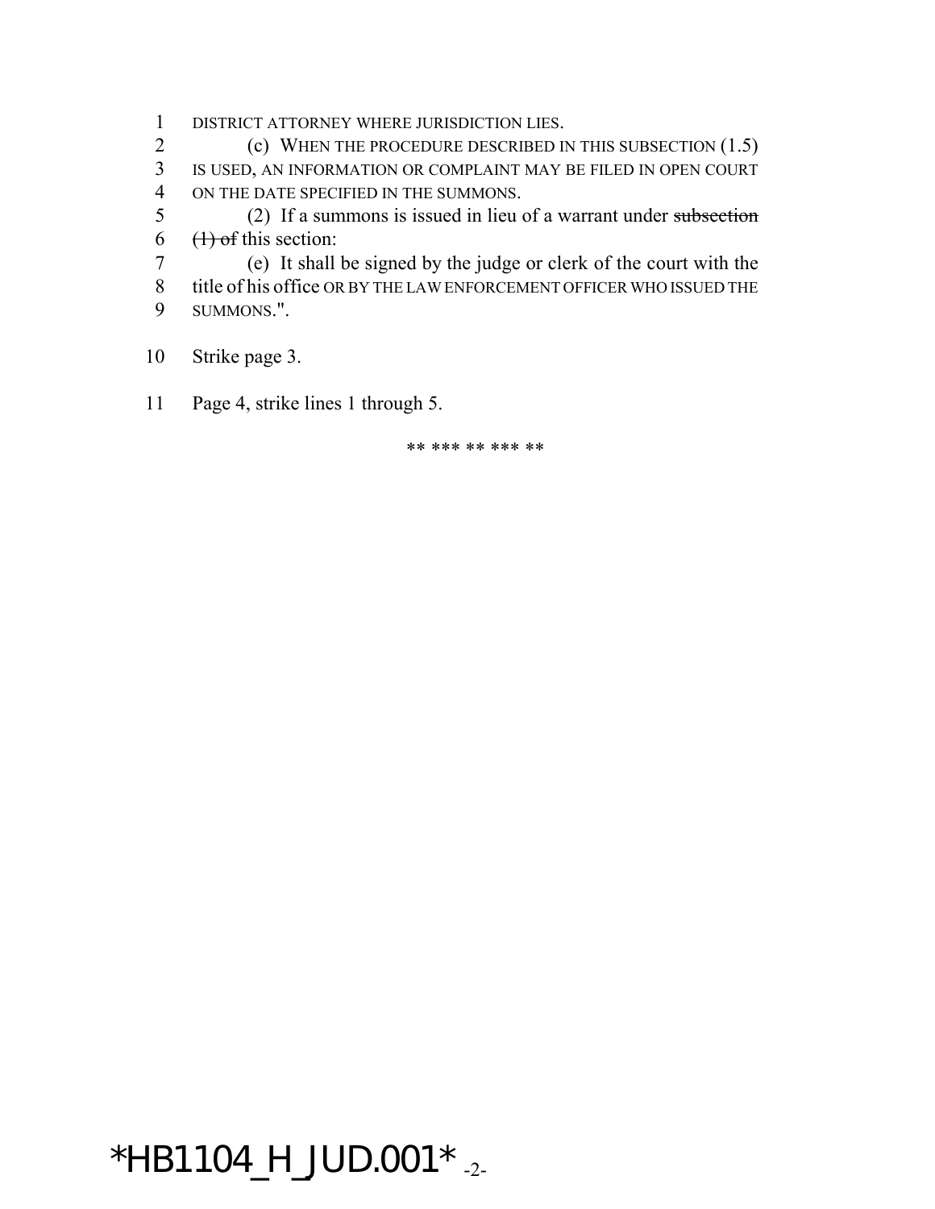1 DISTRICT ATTORNEY WHERE JURISDICTION LIES.

2 (c) WHEN THE PROCEDURE DESCRIBED IN THIS SUBSECTION (1.5)
3 IS USED, AN INFORMATION OR COMPLAINT MAY BE FILED IN OPEN COURT
4 ON THE DATE SPECIFIED IN THE SUMMONS.

5 (2) If a summons is issued in lieu of a warrant under ~~subsection~~
6 ~~(1) of~~ this section:

7 (e) It shall be signed by the judge or clerk of the court with the
8 title of his office OR BY THE LAW ENFORCEMENT OFFICER WHO ISSUED THE
9 SUMMONS.".

10 Strike page 3.

11 Page 4, strike lines 1 through 5.

** *** ** *** **

*HB1104_H_JUD.001*